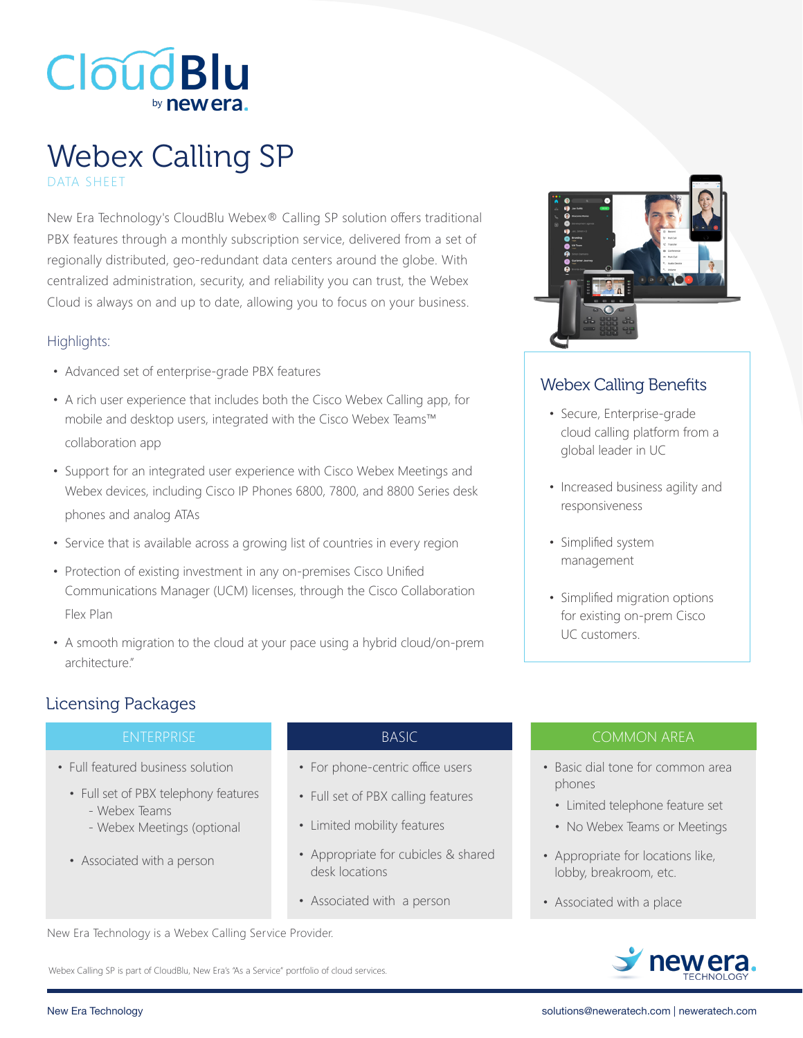# CloudBlu by new era.

# Webex Calling SP

DATA SHEET

New Era Technology's CloudBlu Webex® Calling SP solution offers traditional PBX features through a monthly subscription service, delivered from a set of regionally distributed, geo-redundant data centers around the globe. With centralized administration, security, and reliability you can trust, the Webex Cloud is always on and up to date, allowing you to focus on your business.

## Highlights:

- Advanced set of enterprise-grade PBX features
- A rich user experience that includes both the Cisco Webex Calling app, for mobile and desktop users, integrated with the Cisco Webex Teams™ collaboration app
- Support for an integrated user experience with Cisco Webex Meetings and Webex devices, including Cisco IP Phones 6800, 7800, and 8800 Series desk phones and analog ATAs
- Service that is available across a growing list of countries in every region
- Protection of existing investment in any on-premises Cisco Unified Communications Manager (UCM) licenses, through the Cisco Collaboration Flex Plan
- A smooth migration to the cloud at your pace using a hybrid cloud/on-prem architecture."

## Webex Calling Benefits

- Secure, Enterprise-grade cloud calling platform from a global leader in UC
- Increased business agility and responsiveness
- Simplified system management
- Simplified migration options for existing on-prem Cisco UC customers.

## Licensing Packages

### ENTERPRISE

- Full featured business solution
  - Full set of PBX telephony features
    - Webex Teams
    - Webex Meetings (optional
  - Associated with a person

### BASIC

- For phone-centric office users
- Full set of PBX calling features
- Limited mobility features
- Appropriate for cubicles & shared desk locations
- Associated with a person

### COMMON AREA

- Basic dial tone for common area phones
  - Limited telephone feature set
  - No Webex Teams or Meetings
- Appropriate for locations like, lobby, breakroom, etc.
- Associated with a place

New Era Technology is a Webex Calling Service Provider.

Webex Calling SP is part of CloudBlu, New Era's "As a Service" portfolio of cloud services.

new era. TECHNOLOGY

New Era Technology

solutions@neweratech.com | neweratech.com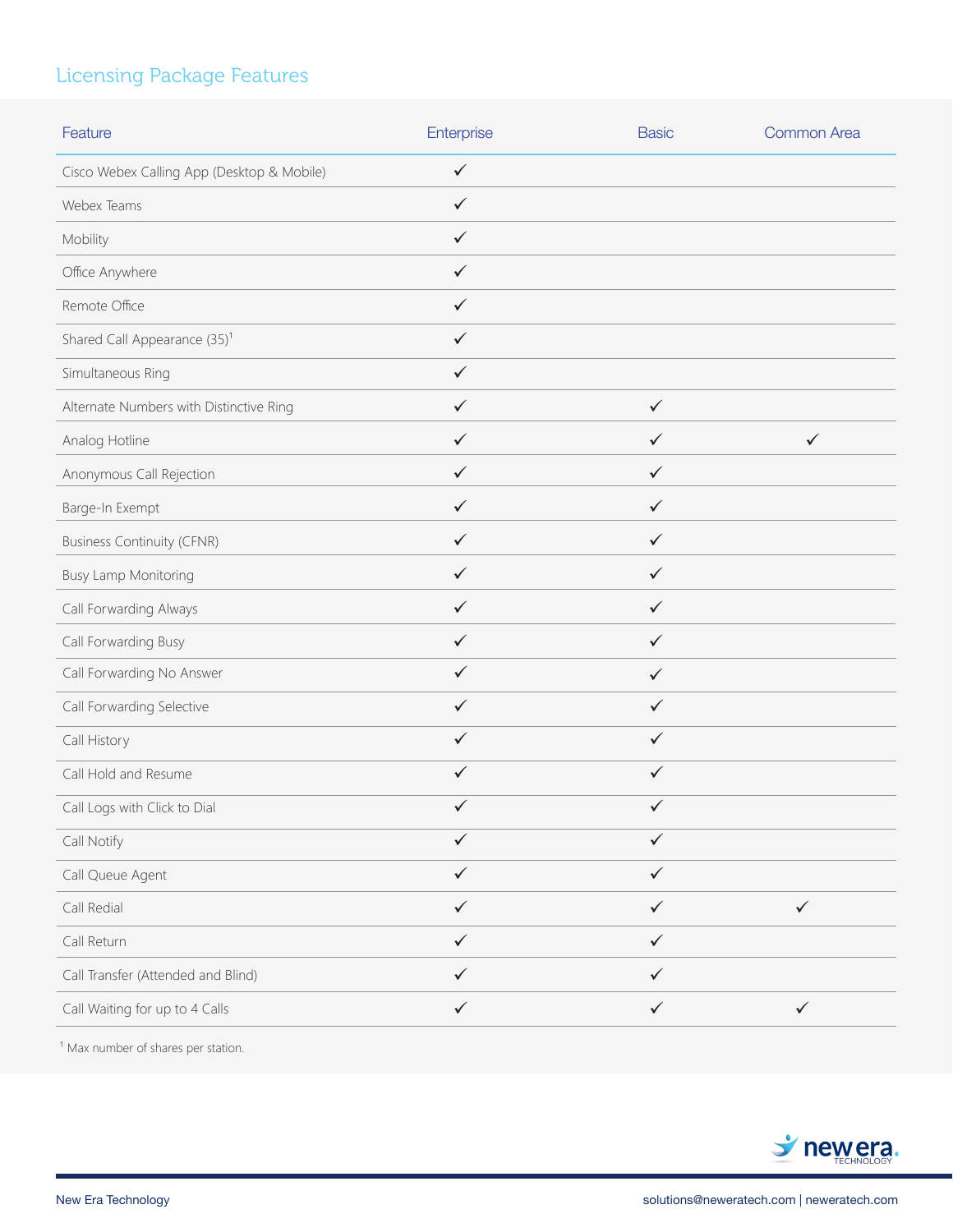## Licensing Package Features

| Feature | Enterprise | Basic | Common Area |
|---|---|---|---|
| Cisco Webex Calling App (Desktop & Mobile) | ✓ | | |
| Webex Teams | ✓ | | |
| Mobility | ✓ | | |
| Office Anywhere | ✓ | | |
| Remote Office | ✓ | | |
| Shared Call Appearance (35)[1] | ✓ | | |
| Simultaneous Ring | ✓ | | |
| Alternate Numbers with Distinctive Ring | ✓ | ✓ | |
| Analog Hotline | ✓ | ✓ | ✓ |
| Anonymous Call Rejection | ✓ | ✓ | |
| Barge-In Exempt | ✓ | ✓ | |
| Business Continuity (CFNR) | ✓ | ✓ | |
| Busy Lamp Monitoring | ✓ | ✓ | |
| Call Forwarding Always | ✓ | ✓ | |
| Call Forwarding Busy | ✓ | ✓ | |
| Call Forwarding No Answer | ✓ | ✓ | |
| Call Forwarding Selective | ✓ | ✓ | |
| Call History | ✓ | ✓ | |
| Call Hold and Resume | ✓ | ✓ | |
| Call Logs with Click to Dial | ✓ | ✓ | |
| Call Notify | ✓ | ✓ | |
| Call Queue Agent | ✓ | ✓ | |
| Call Redial | ✓ | ✓ | ✓ |
| Call Return | ✓ | ✓ | |
| Call Transfer (Attended and Blind) | ✓ | ✓ | |
| Call Waiting for up to 4 Calls | ✓ | ✓ | ✓ |

[1] Max number of shares per station.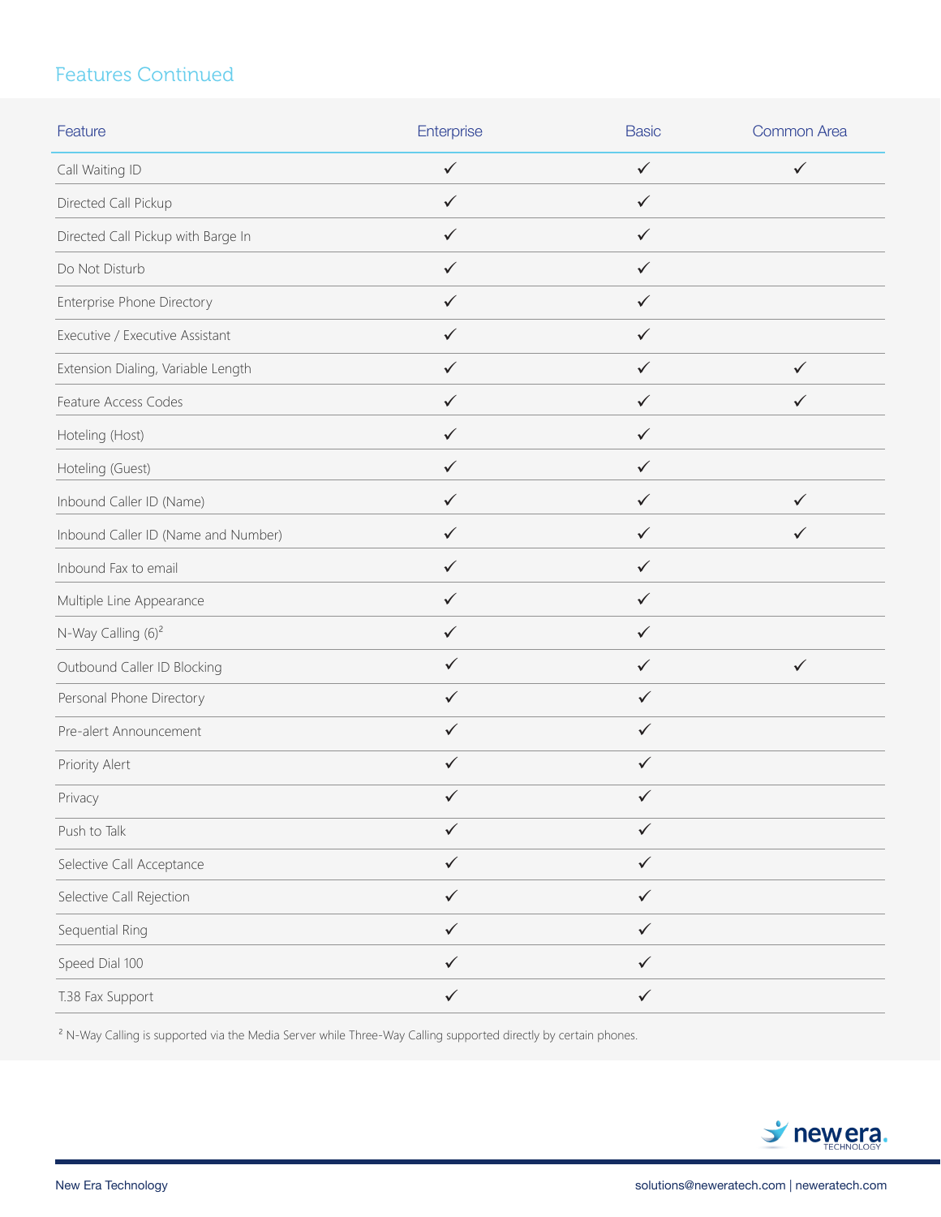## Features Continued

| Feature | Enterprise | Basic | Common Area |
|---|---|---|---|
| Call Waiting ID | ✓ | ✓ | ✓ |
| Directed Call Pickup | ✓ | ✓ | |
| Directed Call Pickup with Barge In | ✓ | ✓ | |
| Do Not Disturb | ✓ | ✓ | |
| Enterprise Phone Directory | ✓ | ✓ | |
| Executive / Executive Assistant | ✓ | ✓ | |
| Extension Dialing, Variable Length | ✓ | ✓ | ✓ |
| Feature Access Codes | ✓ | ✓ | ✓ |
| Hoteling (Host) | ✓ | ✓ | |
| Hoteling (Guest) | ✓ | ✓ | |
| Inbound Caller ID (Name) | ✓ | ✓ | ✓ |
| Inbound Caller ID (Name and Number) | ✓ | ✓ | ✓ |
| Inbound Fax to email | ✓ | ✓ | |
| Multiple Line Appearance | ✓ | ✓ | |
| N-Way Calling (6)[2] | ✓ | ✓ | |
| Outbound Caller ID Blocking | ✓ | ✓ | ✓ |
| Personal Phone Directory | ✓ | ✓ | |
| Pre-alert Announcement | ✓ | ✓ | |
| Priority Alert | ✓ | ✓ | |
| Privacy | ✓ | ✓ | |
| Push to Talk | ✓ | ✓ | |
| Selective Call Acceptance | ✓ | ✓ | |
| Selective Call Rejection | ✓ | ✓ | |
| Sequential Ring | ✓ | ✓ | |
| Speed Dial 100 | ✓ | ✓ | |
| T.38 Fax Support | ✓ | ✓ | |

[2] N-Way Calling is supported via the Media Server while Three-Way Calling supported directly by certain phones.

New Era Technology

solutions@neweratech.com | neweratech.com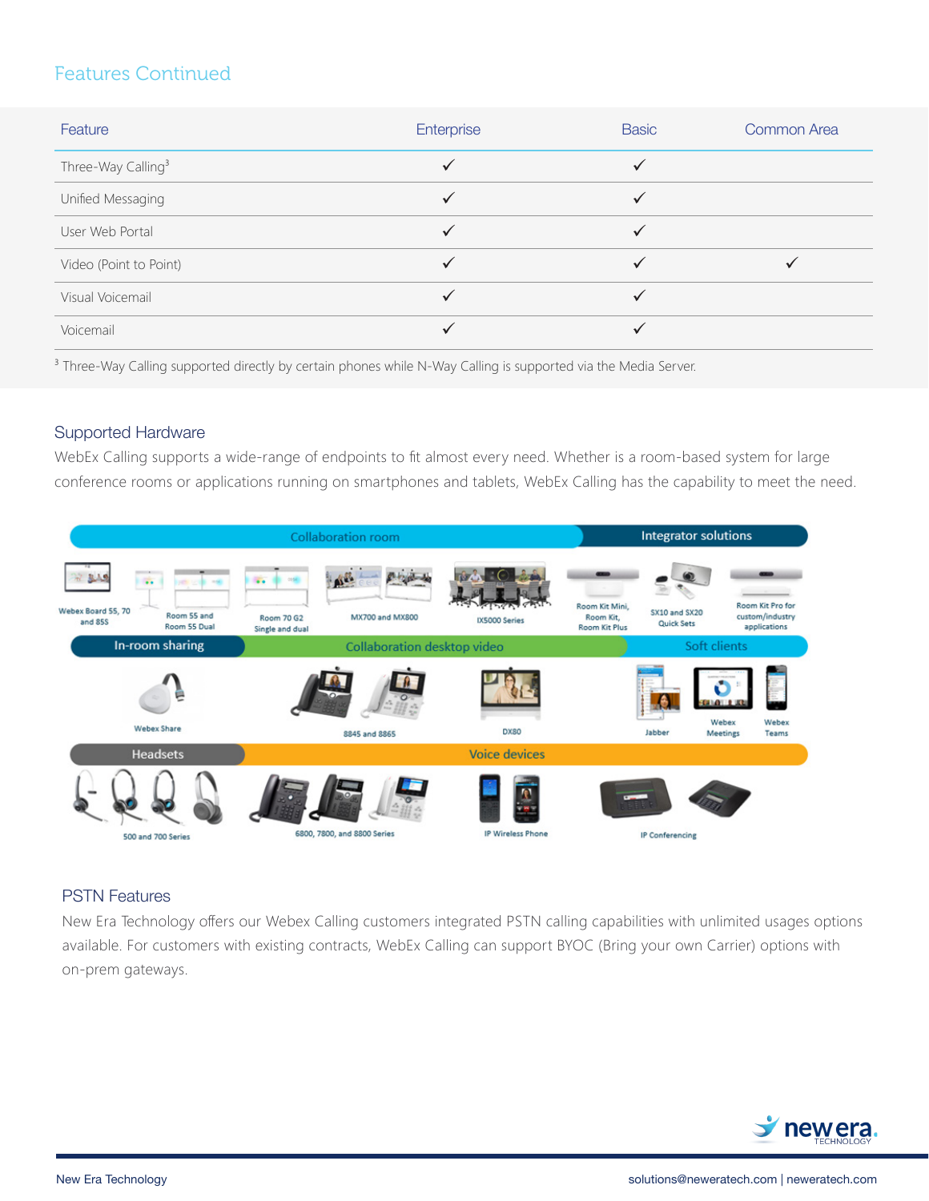## Features Continued

| Feature | Enterprise | Basic | Common Area |
|---|---|---|---|
| Three-Way Calling[3] | ✓ | ✓ | |
| Unified Messaging | ✓ | ✓ | |
| User Web Portal | ✓ | ✓ | |
| Video (Point to Point) | ✓ | ✓ | ✓ |
| Visual Voicemail | ✓ | ✓ | |
| Voicemail | ✓ | ✓ | |

[3] Three-Way Calling supported directly by certain phones while N-Way Calling is supported via the Media Server.

## Supported Hardware

WebEx Calling supports a wide-range of endpoints to fit almost every need. Whether is a room-based system for large conference rooms or applications running on smartphones and tablets, WebEx Calling has the capability to meet the need.

Collaboration room

Integrator solutions

Webex Board 55, 70 and 85S

Room 55 and Room 55 Dual

Room 70 G2 Single and dual

MX700 and MX800

IX5000 Series

Room Kit Mini, Room Kit, Room Kit Plus

SX10 and SX20 Quick Sets

Room Kit Pro for custom/industry applications

In-room sharing

Collaboration desktop video

Soft clients

Webex Share

8845 and 8865

DX80

Jabber

Webex Meetings

Webex Teams

Headsets

Voice devices

500 and 700 Series

6800, 7800, and 8800 Series

IP Wireless Phone

IP Conferencing

## PSTN Features

New Era Technology offers our Webex Calling customers integrated PSTN calling capabilities with unlimited usages options available. For customers with existing contracts, WebEx Calling can support BYOC (Bring your own Carrier) options with on-prem gateways.